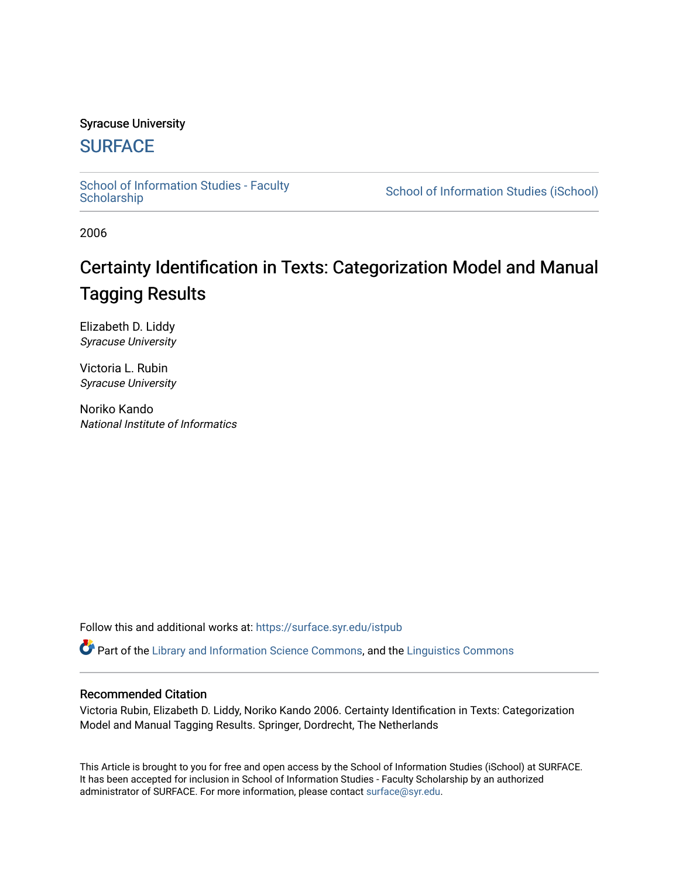Syracuse University

# SURFACE

School of Information Studies - Faculty Scholarship

School of Information Studies (iSchool)

2006

# Certainty Identification in Texts: Categorization Model and Manual Tagging Results

Elizabeth D. Liddy
*Syracuse University*

Victoria L. Rubin
*Syracuse University*

Noriko Kando
*National Institute of Informatics*

Follow this and additional works at: https://surface.syr.edu/istpub

Part of the Library and Information Science Commons, and the Linguistics Commons

## Recommended Citation

Victoria Rubin, Elizabeth D. Liddy, Noriko Kando 2006. Certainty Identification in Texts: Categorization Model and Manual Tagging Results. Springer, Dordrecht, The Netherlands

This Article is brought to you for free and open access by the School of Information Studies (iSchool) at SURFACE. It has been accepted for inclusion in School of Information Studies - Faculty Scholarship by an authorized administrator of SURFACE. For more information, please contact surface@syr.edu.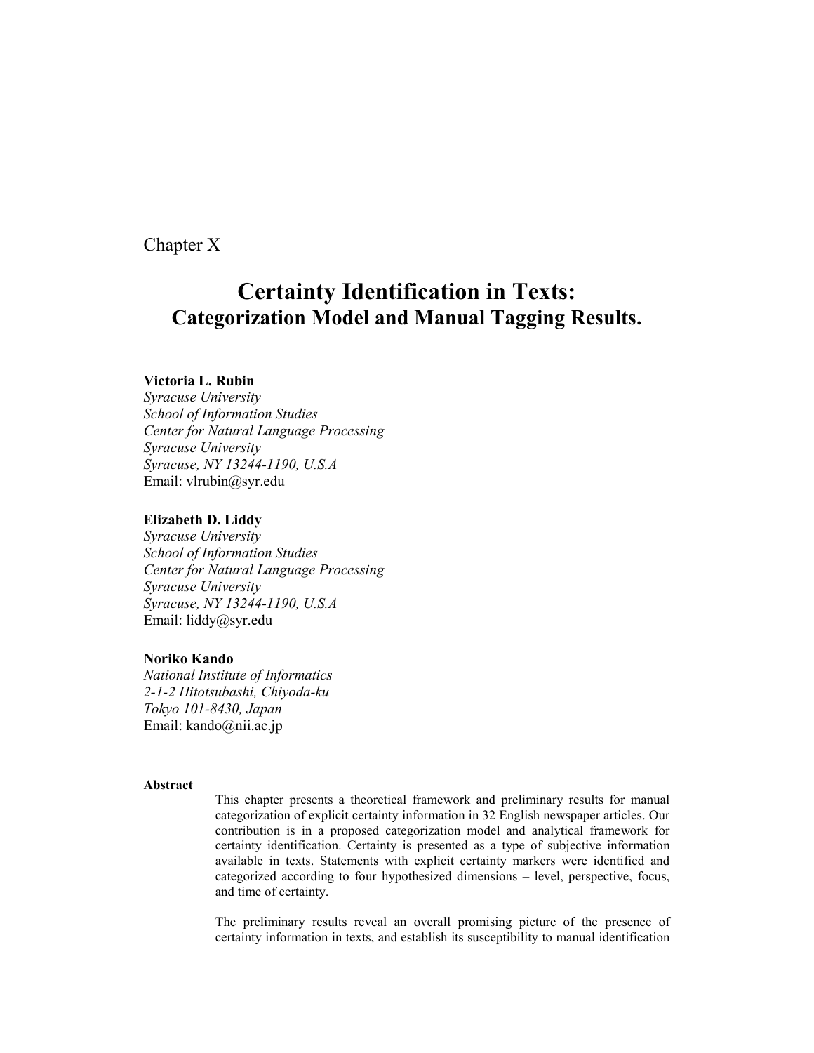Chapter X

# Certainty Identification in Texts:
## Categorization Model and Manual Tagging Results.

**Victoria L. Rubin**
*Syracuse University*
*School of Information Studies*
*Center for Natural Language Processing*
*Syracuse University*
*Syracuse, NY 13244-1190, U.S.A*
Email: vlrubin@syr.edu

**Elizabeth D. Liddy**
*Syracuse University*
*School of Information Studies*
*Center for Natural Language Processing*
*Syracuse University*
*Syracuse, NY 13244-1190, U.S.A*
Email: liddy@syr.edu

**Noriko Kando**
*National Institute of Informatics*
*2-1-2 Hitotsubashi, Chiyoda-ku*
*Tokyo 101-8430, Japan*
Email: kando@nii.ac.jp

**Abstract**

This chapter presents a theoretical framework and preliminary results for manual categorization of explicit certainty information in 32 English newspaper articles. Our contribution is in a proposed categorization model and analytical framework for certainty identification. Certainty is presented as a type of subjective information available in texts. Statements with explicit certainty markers were identified and categorized according to four hypothesized dimensions – level, perspective, focus, and time of certainty.

The preliminary results reveal an overall promising picture of the presence of certainty information in texts, and establish its susceptibility to manual identification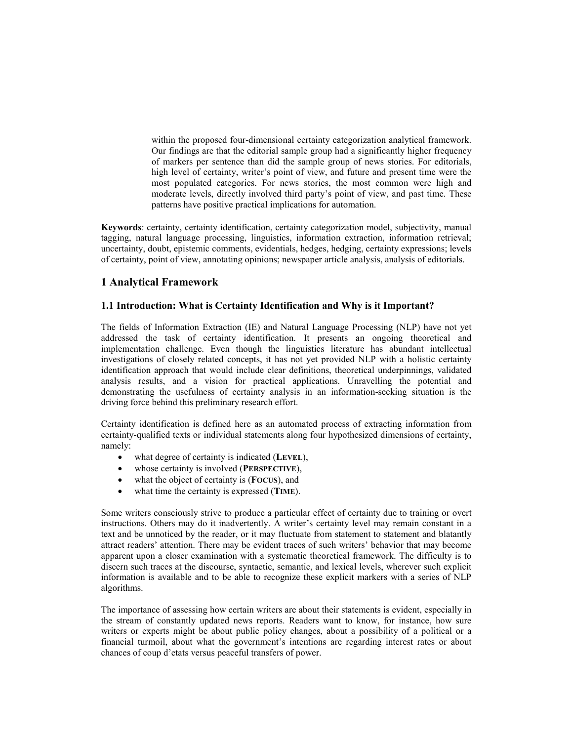within the proposed four-dimensional certainty categorization analytical framework. Our findings are that the editorial sample group had a significantly higher frequency of markers per sentence than did the sample group of news stories. For editorials, high level of certainty, writer's point of view, and future and present time were the most populated categories. For news stories, the most common were high and moderate levels, directly involved third party's point of view, and past time. These patterns have positive practical implications for automation.

**Keywords**: certainty, certainty identification, certainty categorization model, subjectivity, manual tagging, natural language processing, linguistics, information extraction, information retrieval; uncertainty, doubt, epistemic comments, evidentials, hedges, hedging, certainty expressions; levels of certainty, point of view, annotating opinions; newspaper article analysis, analysis of editorials.

## 1 Analytical Framework

### 1.1 Introduction: What is Certainty Identification and Why is it Important?

The fields of Information Extraction (IE) and Natural Language Processing (NLP) have not yet addressed the task of certainty identification. It presents an ongoing theoretical and implementation challenge. Even though the linguistics literature has abundant intellectual investigations of closely related concepts, it has not yet provided NLP with a holistic certainty identification approach that would include clear definitions, theoretical underpinnings, validated analysis results, and a vision for practical applications. Unravelling the potential and demonstrating the usefulness of certainty analysis in an information-seeking situation is the driving force behind this preliminary research effort.

Certainty identification is defined here as an automated process of extracting information from certainty-qualified texts or individual statements along four hypothesized dimensions of certainty, namely:

- what degree of certainty is indicated (**LEVEL**),
- whose certainty is involved (**PERSPECTIVE**),
- what the object of certainty is (**FOCUS**), and
- what time the certainty is expressed (**TIME**).

Some writers consciously strive to produce a particular effect of certainty due to training or overt instructions. Others may do it inadvertently. A writer's certainty level may remain constant in a text and be unnoticed by the reader, or it may fluctuate from statement to statement and blatantly attract readers' attention. There may be evident traces of such writers' behavior that may become apparent upon a closer examination with a systematic theoretical framework. The difficulty is to discern such traces at the discourse, syntactic, semantic, and lexical levels, wherever such explicit information is available and to be able to recognize these explicit markers with a series of NLP algorithms.

The importance of assessing how certain writers are about their statements is evident, especially in the stream of constantly updated news reports. Readers want to know, for instance, how sure writers or experts might be about public policy changes, about a possibility of a political or a financial turmoil, about what the government's intentions are regarding interest rates or about chances of coup d'etats versus peaceful transfers of power.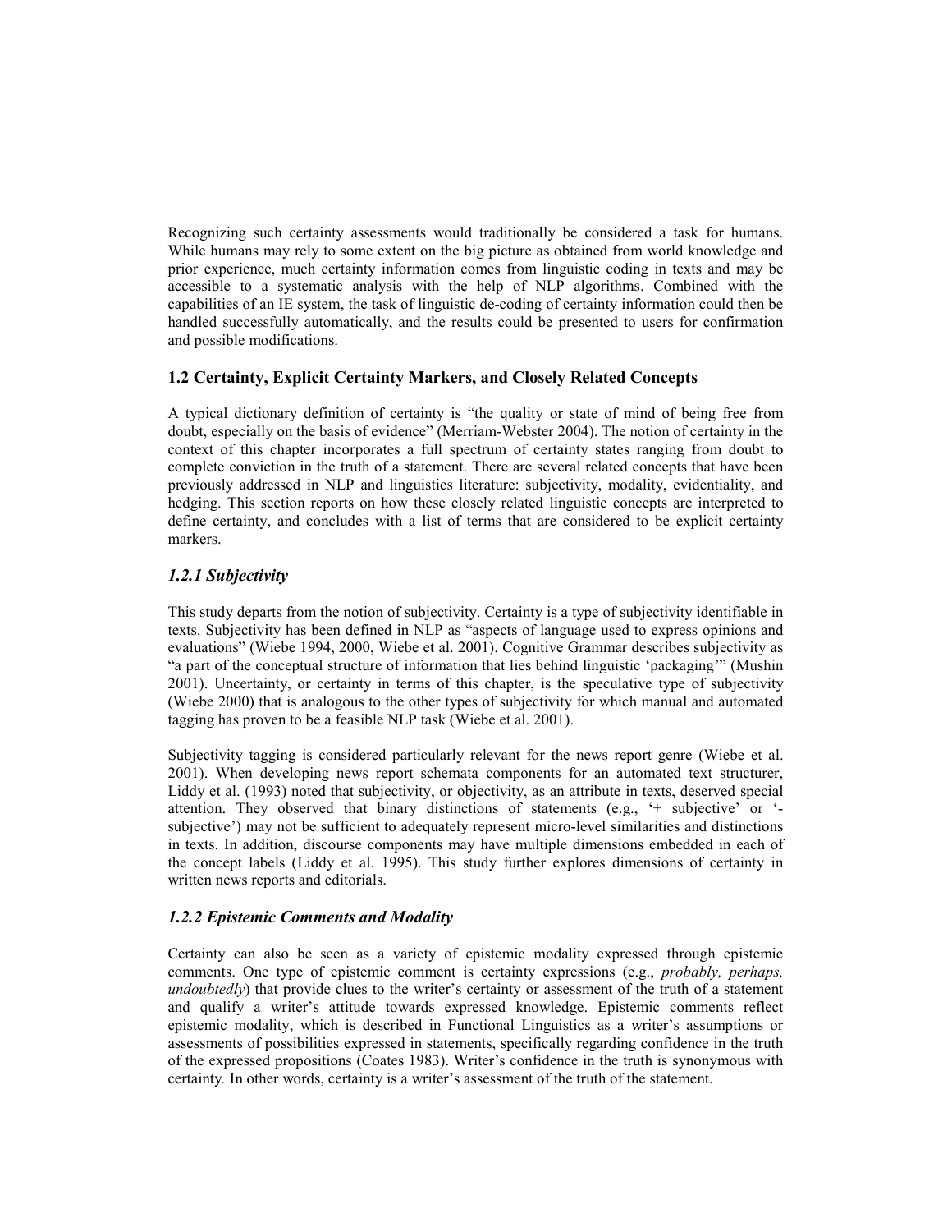Recognizing such certainty assessments would traditionally be considered a task for humans. While humans may rely to some extent on the big picture as obtained from world knowledge and prior experience, much certainty information comes from linguistic coding in texts and may be accessible to a systematic analysis with the help of NLP algorithms. Combined with the capabilities of an IE system, the task of linguistic de-coding of certainty information could then be handled successfully automatically, and the results could be presented to users for confirmation and possible modifications.

### 1.2 Certainty, Explicit Certainty Markers, and Closely Related Concepts

A typical dictionary definition of certainty is "the quality or state of mind of being free from doubt, especially on the basis of evidence" (Merriam-Webster 2004). The notion of certainty in the context of this chapter incorporates a full spectrum of certainty states ranging from doubt to complete conviction in the truth of a statement. There are several related concepts that have been previously addressed in NLP and linguistics literature: subjectivity, modality, evidentiality, and hedging. This section reports on how these closely related linguistic concepts are interpreted to define certainty, and concludes with a list of terms that are considered to be explicit certainty markers.

#### *1.2.1 Subjectivity*

This study departs from the notion of subjectivity. Certainty is a type of subjectivity identifiable in texts. Subjectivity has been defined in NLP as "aspects of language used to express opinions and evaluations" (Wiebe 1994, 2000, Wiebe et al. 2001). Cognitive Grammar describes subjectivity as "a part of the conceptual structure of information that lies behind linguistic 'packaging'" (Mushin 2001). Uncertainty, or certainty in terms of this chapter, is the speculative type of subjectivity (Wiebe 2000) that is analogous to the other types of subjectivity for which manual and automated tagging has proven to be a feasible NLP task (Wiebe et al. 2001).

Subjectivity tagging is considered particularly relevant for the news report genre (Wiebe et al. 2001). When developing news report schemata components for an automated text structurer, Liddy et al. (1993) noted that subjectivity, or objectivity, as an attribute in texts, deserved special attention. They observed that binary distinctions of statements (e.g., '+ subjective' or '-subjective') may not be sufficient to adequately represent micro-level similarities and distinctions in texts. In addition, discourse components may have multiple dimensions embedded in each of the concept labels (Liddy et al. 1995). This study further explores dimensions of certainty in written news reports and editorials.

#### *1.2.2 Epistemic Comments and Modality*

Certainty can also be seen as a variety of epistemic modality expressed through epistemic comments. One type of epistemic comment is certainty expressions (e.g., *probably, perhaps, undoubtedly*) that provide clues to the writer's certainty or assessment of the truth of a statement and qualify a writer's attitude towards expressed knowledge. Epistemic comments reflect epistemic modality, which is described in Functional Linguistics as a writer's assumptions or assessments of possibilities expressed in statements, specifically regarding confidence in the truth of the expressed propositions (Coates 1983). Writer's confidence in the truth is synonymous with certainty. In other words, certainty is a writer's assessment of the truth of the statement.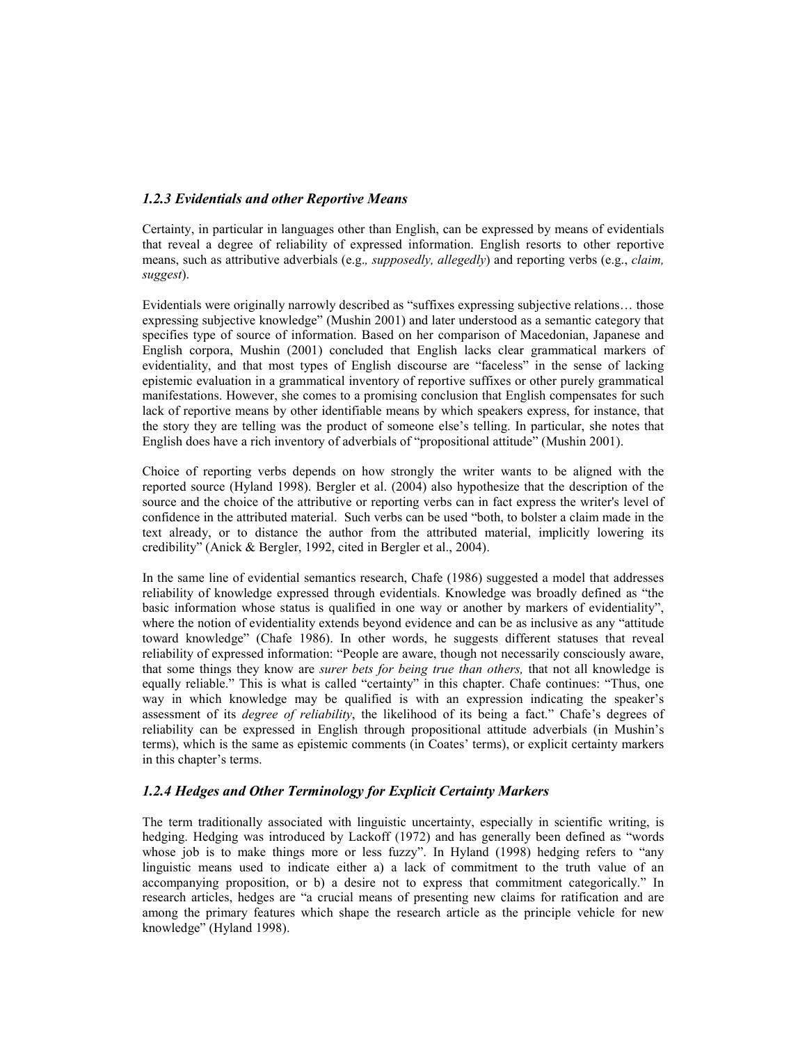### *1.2.3 Evidentials and other Reportive Means*

Certainty, in particular in languages other than English, can be expressed by means of evidentials that reveal a degree of reliability of expressed information. English resorts to other reportive means, such as attributive adverbials (e.g.*, supposedly, allegedly*) and reporting verbs (e.g., *claim, suggest*).

Evidentials were originally narrowly described as "suffixes expressing subjective relations… those expressing subjective knowledge" (Mushin 2001) and later understood as a semantic category that specifies type of source of information. Based on her comparison of Macedonian, Japanese and English corpora, Mushin (2001) concluded that English lacks clear grammatical markers of evidentiality, and that most types of English discourse are "faceless" in the sense of lacking epistemic evaluation in a grammatical inventory of reportive suffixes or other purely grammatical manifestations. However, she comes to a promising conclusion that English compensates for such lack of reportive means by other identifiable means by which speakers express, for instance, that the story they are telling was the product of someone else's telling. In particular, she notes that English does have a rich inventory of adverbials of "propositional attitude" (Mushin 2001).

Choice of reporting verbs depends on how strongly the writer wants to be aligned with the reported source (Hyland 1998). Bergler et al. (2004) also hypothesize that the description of the source and the choice of the attributive or reporting verbs can in fact express the writer's level of confidence in the attributed material. Such verbs can be used "both, to bolster a claim made in the text already, or to distance the author from the attributed material, implicitly lowering its credibility" (Anick & Bergler, 1992, cited in Bergler et al., 2004).

In the same line of evidential semantics research, Chafe (1986) suggested a model that addresses reliability of knowledge expressed through evidentials. Knowledge was broadly defined as "the basic information whose status is qualified in one way or another by markers of evidentiality", where the notion of evidentiality extends beyond evidence and can be as inclusive as any "attitude toward knowledge" (Chafe 1986). In other words, he suggests different statuses that reveal reliability of expressed information: "People are aware, though not necessarily consciously aware, that some things they know are *surer bets for being true than others,* that not all knowledge is equally reliable." This is what is called "certainty" in this chapter. Chafe continues: "Thus, one way in which knowledge may be qualified is with an expression indicating the speaker's assessment of its *degree of reliability*, the likelihood of its being a fact." Chafe's degrees of reliability can be expressed in English through propositional attitude adverbials (in Mushin's terms), which is the same as epistemic comments (in Coates' terms), or explicit certainty markers in this chapter's terms.

### *1.2.4 Hedges and Other Terminology for Explicit Certainty Markers*

The term traditionally associated with linguistic uncertainty, especially in scientific writing, is hedging. Hedging was introduced by Lackoff (1972) and has generally been defined as "words whose job is to make things more or less fuzzy". In Hyland (1998) hedging refers to "any linguistic means used to indicate either a) a lack of commitment to the truth value of an accompanying proposition, or b) a desire not to express that commitment categorically." In research articles, hedges are "a crucial means of presenting new claims for ratification and are among the primary features which shape the research article as the principle vehicle for new knowledge" (Hyland 1998).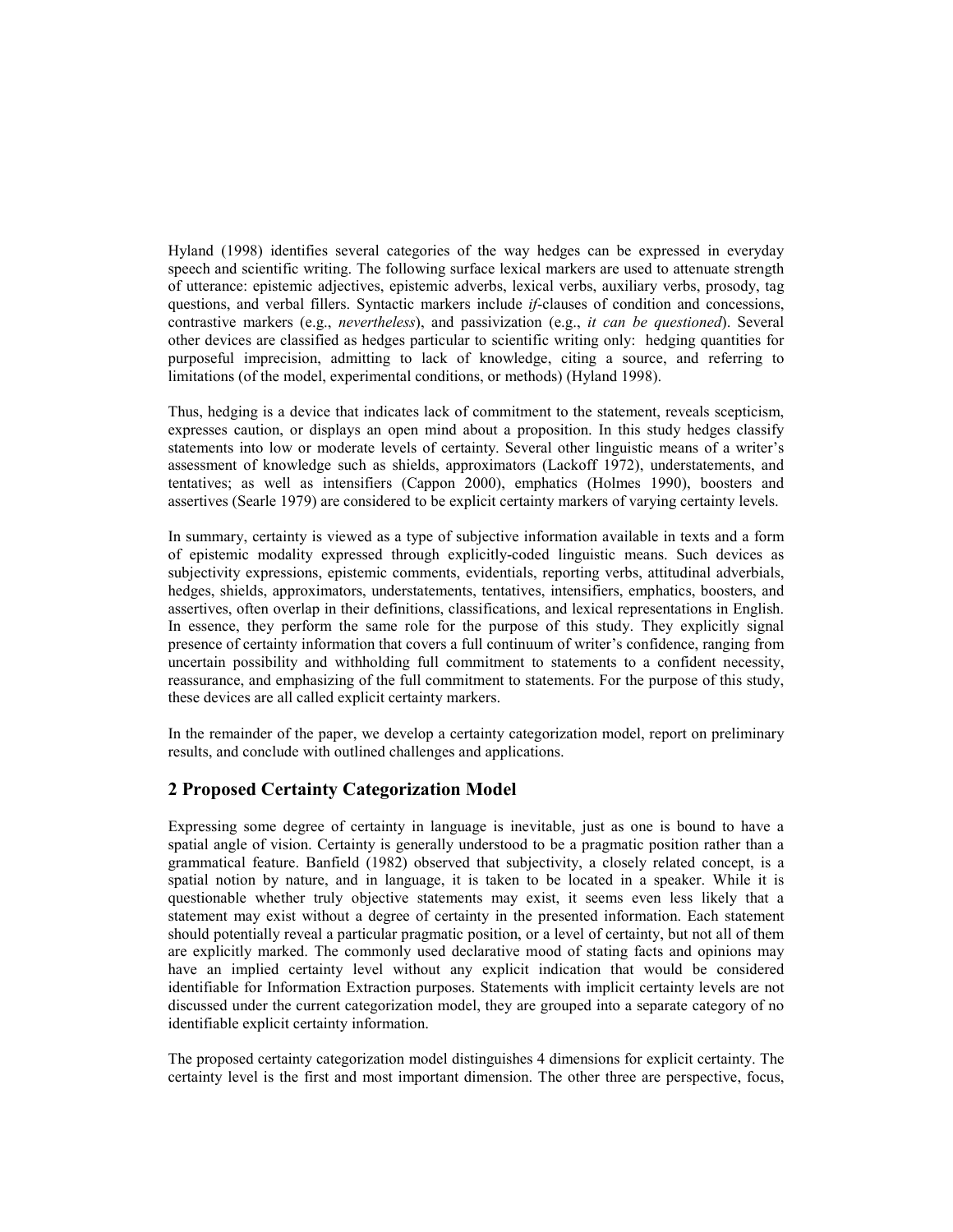Hyland (1998) identifies several categories of the way hedges can be expressed in everyday speech and scientific writing. The following surface lexical markers are used to attenuate strength of utterance: epistemic adjectives, epistemic adverbs, lexical verbs, auxiliary verbs, prosody, tag questions, and verbal fillers. Syntactic markers include *if*-clauses of condition and concessions, contrastive markers (e.g., *nevertheless*), and passivization (e.g., *it can be questioned*). Several other devices are classified as hedges particular to scientific writing only: hedging quantities for purposeful imprecision, admitting to lack of knowledge, citing a source, and referring to limitations (of the model, experimental conditions, or methods) (Hyland 1998).

Thus, hedging is a device that indicates lack of commitment to the statement, reveals scepticism, expresses caution, or displays an open mind about a proposition. In this study hedges classify statements into low or moderate levels of certainty. Several other linguistic means of a writer's assessment of knowledge such as shields, approximators (Lackoff 1972), understatements, and tentatives; as well as intensifiers (Cappon 2000), emphatics (Holmes 1990), boosters and assertives (Searle 1979) are considered to be explicit certainty markers of varying certainty levels.

In summary, certainty is viewed as a type of subjective information available in texts and a form of epistemic modality expressed through explicitly-coded linguistic means. Such devices as subjectivity expressions, epistemic comments, evidentials, reporting verbs, attitudinal adverbials, hedges, shields, approximators, understatements, tentatives, intensifiers, emphatics, boosters, and assertives, often overlap in their definitions, classifications, and lexical representations in English. In essence, they perform the same role for the purpose of this study. They explicitly signal presence of certainty information that covers a full continuum of writer's confidence, ranging from uncertain possibility and withholding full commitment to statements to a confident necessity, reassurance, and emphasizing of the full commitment to statements. For the purpose of this study, these devices are all called explicit certainty markers.

In the remainder of the paper, we develop a certainty categorization model, report on preliminary results, and conclude with outlined challenges and applications.

## 2 Proposed Certainty Categorization Model

Expressing some degree of certainty in language is inevitable, just as one is bound to have a spatial angle of vision. Certainty is generally understood to be a pragmatic position rather than a grammatical feature. Banfield (1982) observed that subjectivity, a closely related concept, is a spatial notion by nature, and in language, it is taken to be located in a speaker. While it is questionable whether truly objective statements may exist, it seems even less likely that a statement may exist without a degree of certainty in the presented information. Each statement should potentially reveal a particular pragmatic position, or a level of certainty, but not all of them are explicitly marked. The commonly used declarative mood of stating facts and opinions may have an implied certainty level without any explicit indication that would be considered identifiable for Information Extraction purposes. Statements with implicit certainty levels are not discussed under the current categorization model, they are grouped into a separate category of no identifiable explicit certainty information.

The proposed certainty categorization model distinguishes 4 dimensions for explicit certainty. The certainty level is the first and most important dimension. The other three are perspective, focus,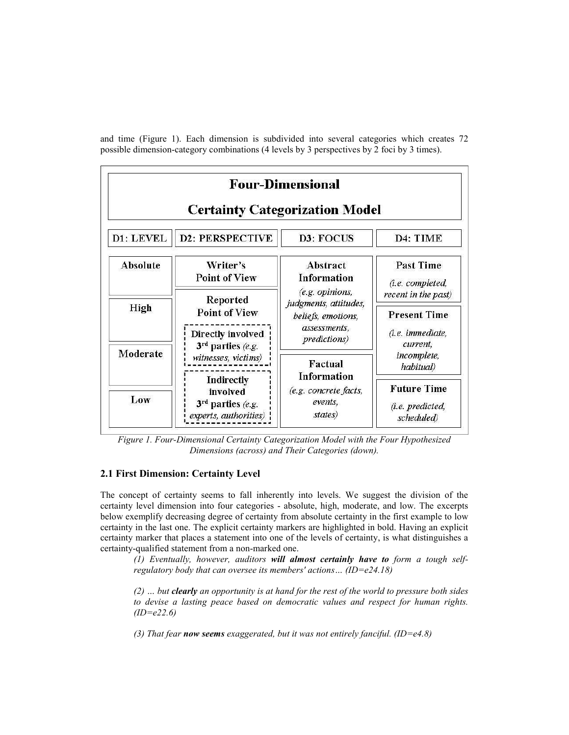and time (Figure 1). Each dimension is subdivided into several categories which creates 72 possible dimension-category combinations (4 levels by 3 perspectives by 2 foci by 3 times).

**Four-Dimensional Certainty Categorization Model**

| D1: LEVEL | D2: PERSPECTIVE | D3: FOCUS | D4: TIME |
|---|---|---|---|
| Absolute | Writer's Point of View | Abstract Information *(e.g. opinions, judgments, attitudes, beliefs, emotions, assessments, predictions)* | Past Time *(i.e. completed, recent in the past)* |
| High | Reported Point of View | | Present Time *(i.e. immediate, current, incomplete, habitual)* |
| Moderate | Directly involved 3rd parties *(e.g. witnesses, victims)* | Factual Information *(e.g. concrete facts, events, states)* | |
| Low | Indirectly involved 3rd parties *(e.g. experts, authorities)* | | Future Time *(i.e. predicted, scheduled)* |

*Figure 1. Four-Dimensional Certainty Categorization Model with the Four Hypothesized Dimensions (across) and Their Categories (down).*

### 2.1 First Dimension: Certainty Level

The concept of certainty seems to fall inherently into levels. We suggest the division of the certainty level dimension into four categories - absolute, high, moderate, and low. The excerpts below exemplify decreasing degree of certainty from absolute certainty in the first example to low certainty in the last one. The explicit certainty markers are highlighted in bold. Having an explicit certainty marker that places a statement into one of the levels of certainty, is what distinguishes a certainty-qualified statement from a non-marked one.

> *(1) Eventually, however, auditors* ***will almost certainly have to*** *form a tough self-regulatory body that can oversee its members' actions… (ID=e24.18)*
>
> *(2) … but* ***clearly*** *an opportunity is at hand for the rest of the world to pressure both sides to devise a lasting peace based on democratic values and respect for human rights. (ID=e22.6)*
>
> *(3) That fear* ***now seems*** *exaggerated, but it was not entirely fanciful. (ID=e4.8)*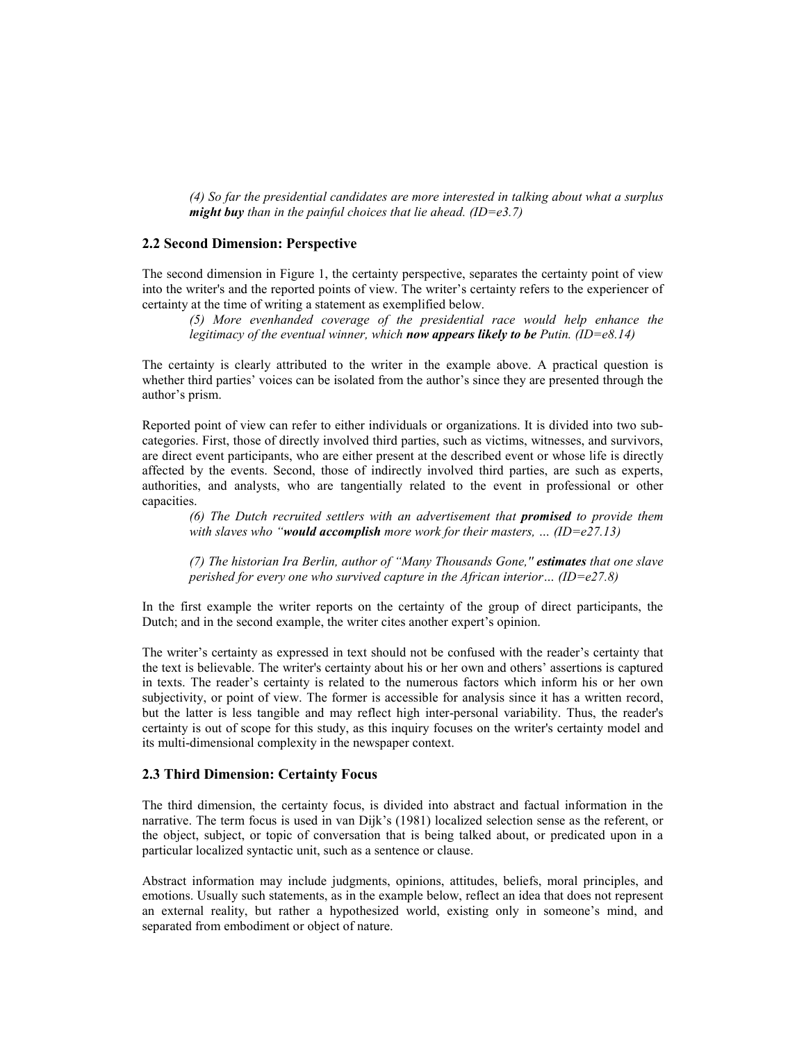*(4) So far the presidential candidates are more interested in talking about what a surplus **might buy** than in the painful choices that lie ahead. (ID=e3.7)*

### 2.2 Second Dimension: Perspective

The second dimension in Figure 1, the certainty perspective, separates the certainty point of view into the writer's and the reported points of view. The writer's certainty refers to the experiencer of certainty at the time of writing a statement as exemplified below.

*(5) More evenhanded coverage of the presidential race would help enhance the legitimacy of the eventual winner, which **now appears likely to be** Putin. (ID=e8.14)*

The certainty is clearly attributed to the writer in the example above. A practical question is whether third parties' voices can be isolated from the author's since they are presented through the author's prism.

Reported point of view can refer to either individuals or organizations. It is divided into two sub-categories. First, those of directly involved third parties, such as victims, witnesses, and survivors, are direct event participants, who are either present at the described event or whose life is directly affected by the events. Second, those of indirectly involved third parties, are such as experts, authorities, and analysts, who are tangentially related to the event in professional or other capacities.

*(6) The Dutch recruited settlers with an advertisement that **promised** to provide them with slaves who "**would accomplish** more work for their masters, … (ID=e27.13)*

*(7) The historian Ira Berlin, author of "Many Thousands Gone," **estimates** that one slave perished for every one who survived capture in the African interior… (ID=e27.8)*

In the first example the writer reports on the certainty of the group of direct participants, the Dutch; and in the second example, the writer cites another expert's opinion.

The writer's certainty as expressed in text should not be confused with the reader's certainty that the text is believable. The writer's certainty about his or her own and others' assertions is captured in texts. The reader's certainty is related to the numerous factors which inform his or her own subjectivity, or point of view. The former is accessible for analysis since it has a written record, but the latter is less tangible and may reflect high inter-personal variability. Thus, the reader's certainty is out of scope for this study, as this inquiry focuses on the writer's certainty model and its multi-dimensional complexity in the newspaper context.

### 2.3 Third Dimension: Certainty Focus

The third dimension, the certainty focus, is divided into abstract and factual information in the narrative. The term focus is used in van Dijk's (1981) localized selection sense as the referent, or the object, subject, or topic of conversation that is being talked about, or predicated upon in a particular localized syntactic unit, such as a sentence or clause.

Abstract information may include judgments, opinions, attitudes, beliefs, moral principles, and emotions. Usually such statements, as in the example below, reflect an idea that does not represent an external reality, but rather a hypothesized world, existing only in someone's mind, and separated from embodiment or object of nature.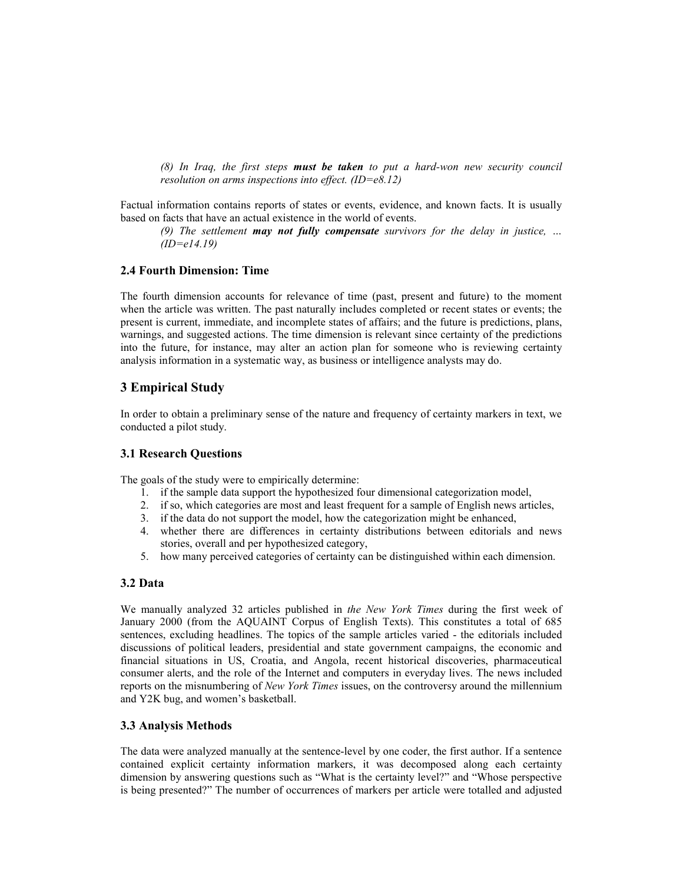*(8) In Iraq, the first steps **must be taken** to put a hard-won new security council resolution on arms inspections into effect. (ID=e8.12)*

Factual information contains reports of states or events, evidence, and known facts. It is usually based on facts that have an actual existence in the world of events.

*(9) The settlement **may not fully compensate** survivors for the delay in justice, … (ID=e14.19)*

### 2.4 Fourth Dimension: Time

The fourth dimension accounts for relevance of time (past, present and future) to the moment when the article was written. The past naturally includes completed or recent states or events; the present is current, immediate, and incomplete states of affairs; and the future is predictions, plans, warnings, and suggested actions. The time dimension is relevant since certainty of the predictions into the future, for instance, may alter an action plan for someone who is reviewing certainty analysis information in a systematic way, as business or intelligence analysts may do.

## 3 Empirical Study

In order to obtain a preliminary sense of the nature and frequency of certainty markers in text, we conducted a pilot study.

### 3.1 Research Questions

The goals of the study were to empirically determine:

1. if the sample data support the hypothesized four dimensional categorization model,
2. if so, which categories are most and least frequent for a sample of English news articles,
3. if the data do not support the model, how the categorization might be enhanced,
4. whether there are differences in certainty distributions between editorials and news stories, overall and per hypothesized category,
5. how many perceived categories of certainty can be distinguished within each dimension.

### 3.2 Data

We manually analyzed 32 articles published in *the New York Times* during the first week of January 2000 (from the AQUAINT Corpus of English Texts). This constitutes a total of 685 sentences, excluding headlines. The topics of the sample articles varied - the editorials included discussions of political leaders, presidential and state government campaigns, the economic and financial situations in US, Croatia, and Angola, recent historical discoveries, pharmaceutical consumer alerts, and the role of the Internet and computers in everyday lives. The news included reports on the misnumbering of *New York Times* issues, on the controversy around the millennium and Y2K bug, and women's basketball.

### 3.3 Analysis Methods

The data were analyzed manually at the sentence-level by one coder, the first author. If a sentence contained explicit certainty information markers, it was decomposed along each certainty dimension by answering questions such as "What is the certainty level?" and "Whose perspective is being presented?" The number of occurrences of markers per article were totalled and adjusted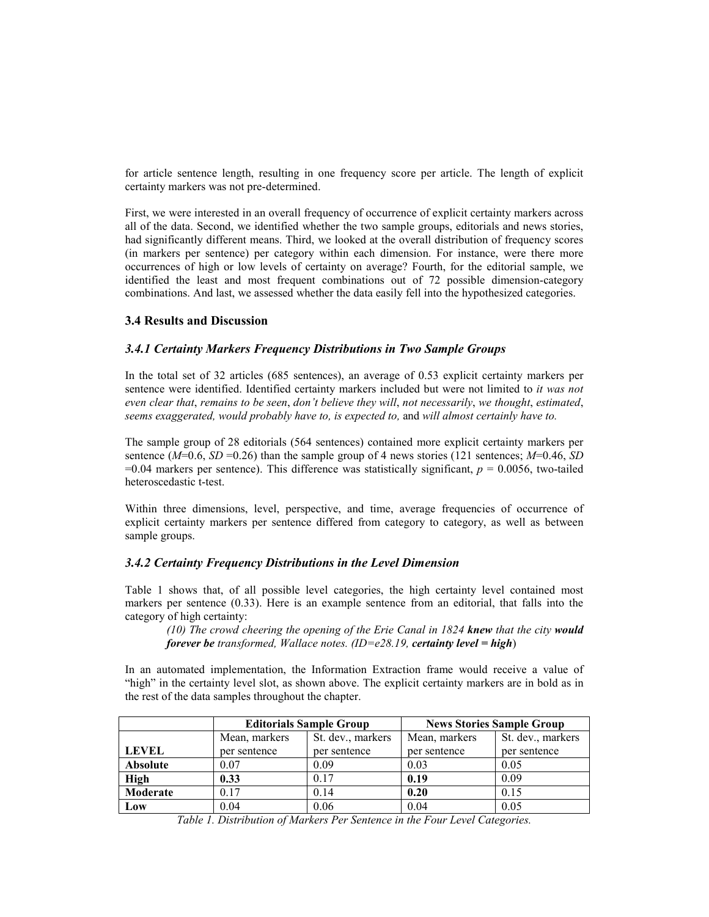for article sentence length, resulting in one frequency score per article. The length of explicit certainty markers was not pre-determined.

First, we were interested in an overall frequency of occurrence of explicit certainty markers across all of the data. Second, we identified whether the two sample groups, editorials and news stories, had significantly different means. Third, we looked at the overall distribution of frequency scores (in markers per sentence) per category within each dimension. For instance, were there more occurrences of high or low levels of certainty on average? Fourth, for the editorial sample, we identified the least and most frequent combinations out of 72 possible dimension-category combinations. And last, we assessed whether the data easily fell into the hypothesized categories.

### 3.4 Results and Discussion

#### *3.4.1 Certainty Markers Frequency Distributions in Two Sample Groups*

In the total set of 32 articles (685 sentences), an average of 0.53 explicit certainty markers per sentence were identified. Identified certainty markers included but were not limited to *it was not even clear that*, *remains to be seen*, *don't believe they will*, *not necessarily*, *we thought*, *estimated*, *seems exaggerated, would probably have to, is expected to,* and *will almost certainly have to.*

The sample group of 28 editorials (564 sentences) contained more explicit certainty markers per sentence ($M$=0.6, $SD$ =0.26) than the sample group of 4 news stories (121 sentences; $M$=0.46, $SD$ =0.04 markers per sentence). This difference was statistically significant, $p$ = 0.0056, two-tailed heteroscedastic t-test.

Within three dimensions, level, perspective, and time, average frequencies of occurrence of explicit certainty markers per sentence differed from category to category, as well as between sample groups.

#### *3.4.2 Certainty Frequency Distributions in the Level Dimension*

Table 1 shows that, of all possible level categories, the high certainty level contained most markers per sentence (0.33). Here is an example sentence from an editorial, that falls into the category of high certainty:

> *(10) The crowd cheering the opening of the Erie Canal in 1824* ***knew*** *that the city* ***would forever be*** *transformed, Wallace notes. (ID=e28.19,* ***certainty level = high****)*

In an automated implementation, the Information Extraction frame would receive a value of "high" in the certainty level slot, as shown above. The explicit certainty markers are in bold as in the rest of the data samples throughout the chapter.

| | **Editorials Sample Group** | | **News Stories Sample Group** | |
|---|---|---|---|---|
| **LEVEL** | Mean, markers per sentence | St. dev., markers per sentence | Mean, markers per sentence | St. dev., markers per sentence |
| **Absolute** | 0.07 | 0.09 | 0.03 | 0.05 |
| **High** | **0.33** | 0.17 | **0.19** | 0.09 |
| **Moderate** | 0.17 | 0.14 | **0.20** | 0.15 |
| **Low** | 0.04 | 0.06 | 0.04 | 0.05 |

*Table 1. Distribution of Markers Per Sentence in the Four Level Categories.*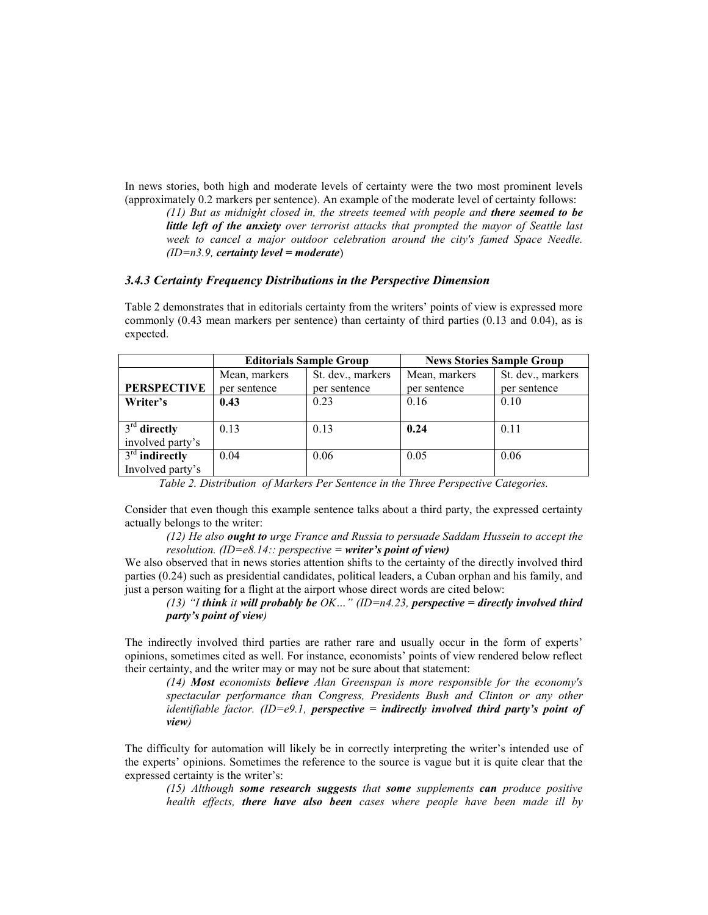In news stories, both high and moderate levels of certainty were the two most prominent levels (approximately 0.2 markers per sentence). An example of the moderate level of certainty follows:

> *(11) But as midnight closed in, the streets teemed with people and **there seemed to be little left of the anxiety** over terrorist attacks that prompted the mayor of Seattle last week to cancel a major outdoor celebration around the city's famed Space Needle. (ID=n3.9, **certainty level = moderate**)*

### *3.4.3 Certainty Frequency Distributions in the Perspective Dimension*

Table 2 demonstrates that in editorials certainty from the writers' points of view is expressed more commonly (0.43 mean markers per sentence) than certainty of third parties (0.13 and 0.04), as is expected.

| | **Editorials Sample Group** | | **News Stories Sample Group** | |
|---|---|---|---|---|
| **PERSPECTIVE** | Mean, markers per sentence | St. dev., markers per sentence | Mean, markers per sentence | St. dev., markers per sentence |
| **Writer's** | **0.43** | 0.23 | 0.16 | 0.10 |
| $3^{rd}$ **directly** involved party's | 0.13 | 0.13 | **0.24** | 0.11 |
| $3^{rd}$ **indirectly** Involved party's | 0.04 | 0.06 | 0.05 | 0.06 |

*Table 2. Distribution of Markers Per Sentence in the Three Perspective Categories.*

Consider that even though this example sentence talks about a third party, the expressed certainty actually belongs to the writer:

> *(12) He also **ought to** urge France and Russia to persuade Saddam Hussein to accept the resolution. (ID=e8.14:: perspective = **writer's point of view)***

We also observed that in news stories attention shifts to the certainty of the directly involved third parties (0.24) such as presidential candidates, political leaders, a Cuban orphan and his family, and just a person waiting for a flight at the airport whose direct words are cited below:

> *(13) "I **think** it **will probably be** OK…" (ID=n4.23, **perspective = directly involved third party's point of view)***

The indirectly involved third parties are rather rare and usually occur in the form of experts' opinions, sometimes cited as well. For instance, economists' points of view rendered below reflect their certainty, and the writer may or may not be sure about that statement:

> *(14) **Most** economists **believe** Alan Greenspan is more responsible for the economy's spectacular performance than Congress, Presidents Bush and Clinton or any other identifiable factor. (ID=e9.1, **perspective = indirectly involved third party's point of view)***

The difficulty for automation will likely be in correctly interpreting the writer's intended use of the experts' opinions. Sometimes the reference to the source is vague but it is quite clear that the expressed certainty is the writer's:

> *(15) Although **some research suggests** that **some** supplements **can** produce positive health effects, **there have also been** cases where people have been made ill by*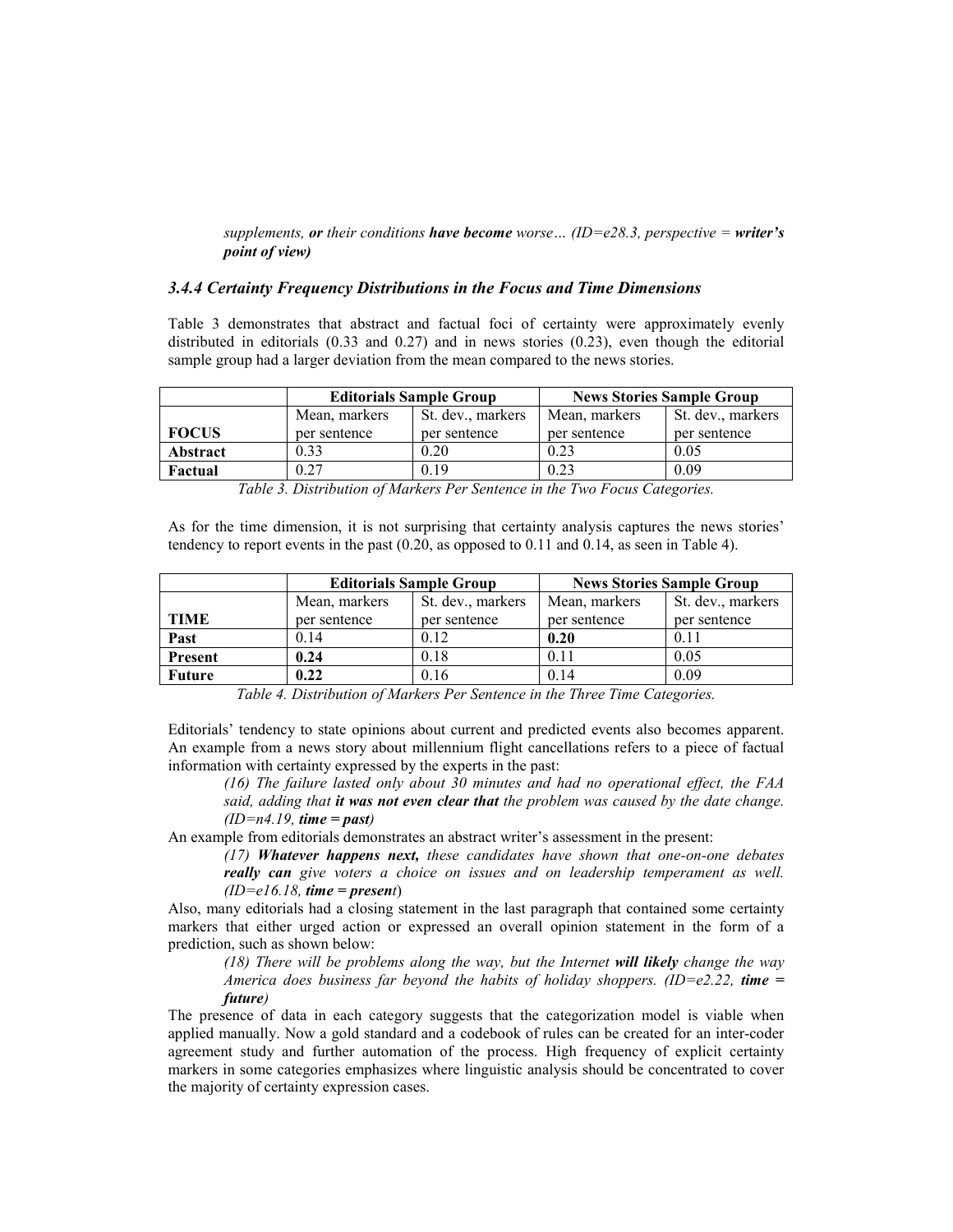*supplements, **or** their conditions **have become** worse… (ID=e28.3, perspective = **writer's point of view**)*

### *3.4.4 Certainty Frequency Distributions in the Focus and Time Dimensions*

Table 3 demonstrates that abstract and factual foci of certainty were approximately evenly distributed in editorials (0.33 and 0.27) and in news stories (0.23), even though the editorial sample group had a larger deviation from the mean compared to the news stories.

| | **Editorials Sample Group** | | **News Stories Sample Group** | |
|---|---|---|---|---|
| **FOCUS** | Mean, markers per sentence | St. dev., markers per sentence | Mean, markers per sentence | St. dev., markers per sentence |
| **Abstract** | 0.33 | 0.20 | 0.23 | 0.05 |
| **Factual** | 0.27 | 0.19 | 0.23 | 0.09 |

*Table 3. Distribution of Markers Per Sentence in the Two Focus Categories.*

As for the time dimension, it is not surprising that certainty analysis captures the news stories' tendency to report events in the past (0.20, as opposed to 0.11 and 0.14, as seen in Table 4).

| | **Editorials Sample Group** | | **News Stories Sample Group** | |
|---|---|---|---|---|
| **TIME** | Mean, markers per sentence | St. dev., markers per sentence | Mean, markers per sentence | St. dev., markers per sentence |
| **Past** | 0.14 | 0.12 | **0.20** | 0.11 |
| **Present** | **0.24** | 0.18 | 0.11 | 0.05 |
| **Future** | **0.22** | 0.16 | 0.14 | 0.09 |

*Table 4. Distribution of Markers Per Sentence in the Three Time Categories.*

Editorials' tendency to state opinions about current and predicted events also becomes apparent. An example from a news story about millennium flight cancellations refers to a piece of factual information with certainty expressed by the experts in the past:

> *(16) The failure lasted only about 30 minutes and had no operational effect, the FAA said, adding that **it was not even clear that** the problem was caused by the date change. (ID=n4.19, **time = past**)*

An example from editorials demonstrates an abstract writer's assessment in the present:

> *(17) **Whatever happens next,** these candidates have shown that one-on-one debates **really can** give voters a choice on issues and on leadership temperament as well. (ID=e16.18, **time = present**)*

Also, many editorials had a closing statement in the last paragraph that contained some certainty markers that either urged action or expressed an overall opinion statement in the form of a prediction, such as shown below:

> *(18) There will be problems along the way, but the Internet **will likely** change the way America does business far beyond the habits of holiday shoppers. (ID=e2.22, **time = future**)*

The presence of data in each category suggests that the categorization model is viable when applied manually. Now a gold standard and a codebook of rules can be created for an inter-coder agreement study and further automation of the process. High frequency of explicit certainty markers in some categories emphasizes where linguistic analysis should be concentrated to cover the majority of certainty expression cases.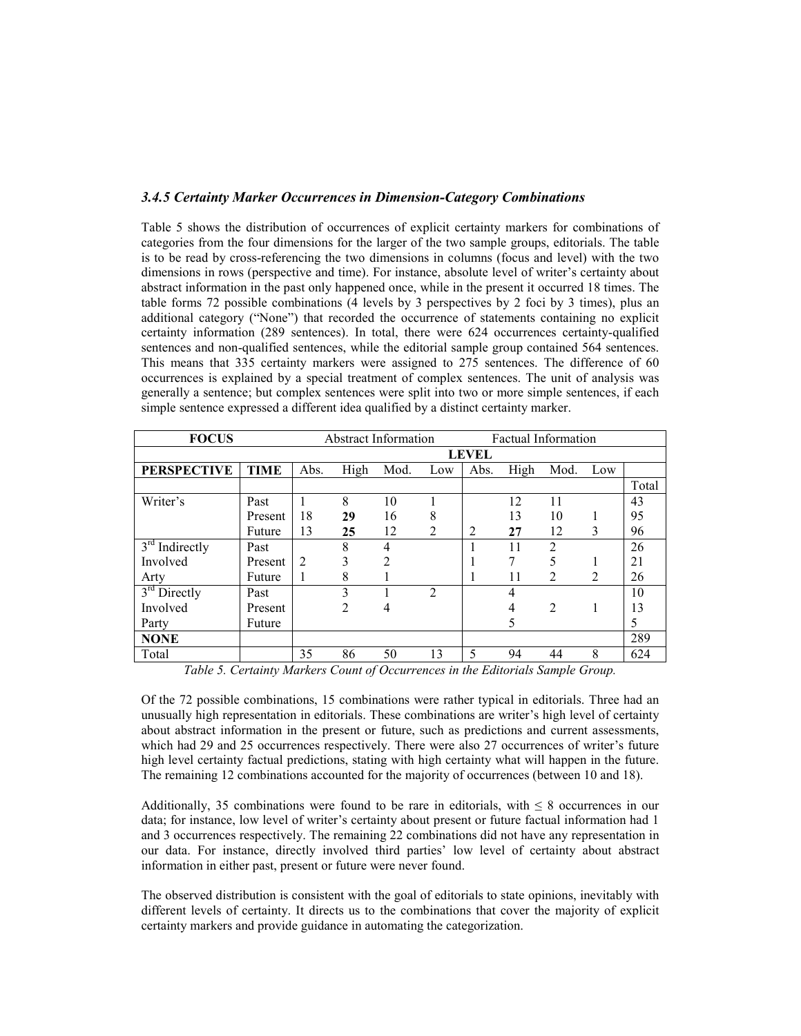### *3.4.5 Certainty Marker Occurrences in Dimension-Category Combinations*

Table 5 shows the distribution of occurrences of explicit certainty markers for combinations of categories from the four dimensions for the larger of the two sample groups, editorials. The table is to be read by cross-referencing the two dimensions in columns (focus and level) with the two dimensions in rows (perspective and time). For instance, absolute level of writer's certainty about abstract information in the past only happened once, while in the present it occurred 18 times. The table forms 72 possible combinations (4 levels by 3 perspectives by 2 foci by 3 times), plus an additional category ("None") that recorded the occurrence of statements containing no explicit certainty information (289 sentences). In total, there were 624 occurrences certainty-qualified sentences and non-qualified sentences, while the editorial sample group contained 564 sentences. This means that 335 certainty markers were assigned to 275 sentences. The difference of 60 occurrences is explained by a special treatment of complex sentences. The unit of analysis was generally a sentence; but complex sentences were split into two or more simple sentences, if each simple sentence expressed a different idea qualified by a distinct certainty marker.

| **FOCUS** | | Abstract Information | | | | Factual Information | | | | |
|---|---|---|---|---|---|---|---|---|---|---|
| | | **LEVEL** | | | | | | | | |
| **PERSPECTIVE** | **TIME** | Abs. | High | Mod. | Low | Abs. | High | Mod. | Low | |
| | | | | | | | | | | Total |
| Writer's | Past | 1 | 8 | 10 | 1 | | 12 | 11 | | 43 |
| | Present | 18 | **29** | 16 | 8 | | 13 | 10 | 1 | 95 |
| | Future | 13 | **25** | 12 | 2 | 2 | **27** | 12 | 3 | 96 |
| 3rd Indirectly | Past | | 8 | 4 | | 1 | 11 | 2 | | 26 |
| Involved | Present | 2 | 3 | 2 | | 1 | 7 | 5 | 1 | 21 |
| Arty | Future | 1 | 8 | 1 | | 1 | 11 | 2 | 2 | 26 |
| 3rd Directly | Past | | 3 | 1 | 2 | | 4 | | | 10 |
| Involved | Present | | 2 | 4 | | | 4 | 2 | 1 | 13 |
| Party | Future | | | | | | 5 | | | 5 |
| **NONE** | | | | | | | | | | 289 |
| Total | | 35 | 86 | 50 | 13 | 5 | 94 | 44 | 8 | 624 |

*Table 5. Certainty Markers Count of Occurrences in the Editorials Sample Group.*

Of the 72 possible combinations, 15 combinations were rather typical in editorials. Three had an unusually high representation in editorials. These combinations are writer's high level of certainty about abstract information in the present or future, such as predictions and current assessments, which had 29 and 25 occurrences respectively. There were also 27 occurrences of writer's future high level certainty factual predictions, stating with high certainty what will happen in the future. The remaining 12 combinations accounted for the majority of occurrences (between 10 and 18).

Additionally, 35 combinations were found to be rare in editorials, with ≤ 8 occurrences in our data; for instance, low level of writer's certainty about present or future factual information had 1 and 3 occurrences respectively. The remaining 22 combinations did not have any representation in our data. For instance, directly involved third parties' low level of certainty about abstract information in either past, present or future were never found.

The observed distribution is consistent with the goal of editorials to state opinions, inevitably with different levels of certainty. It directs us to the combinations that cover the majority of explicit certainty markers and provide guidance in automating the categorization.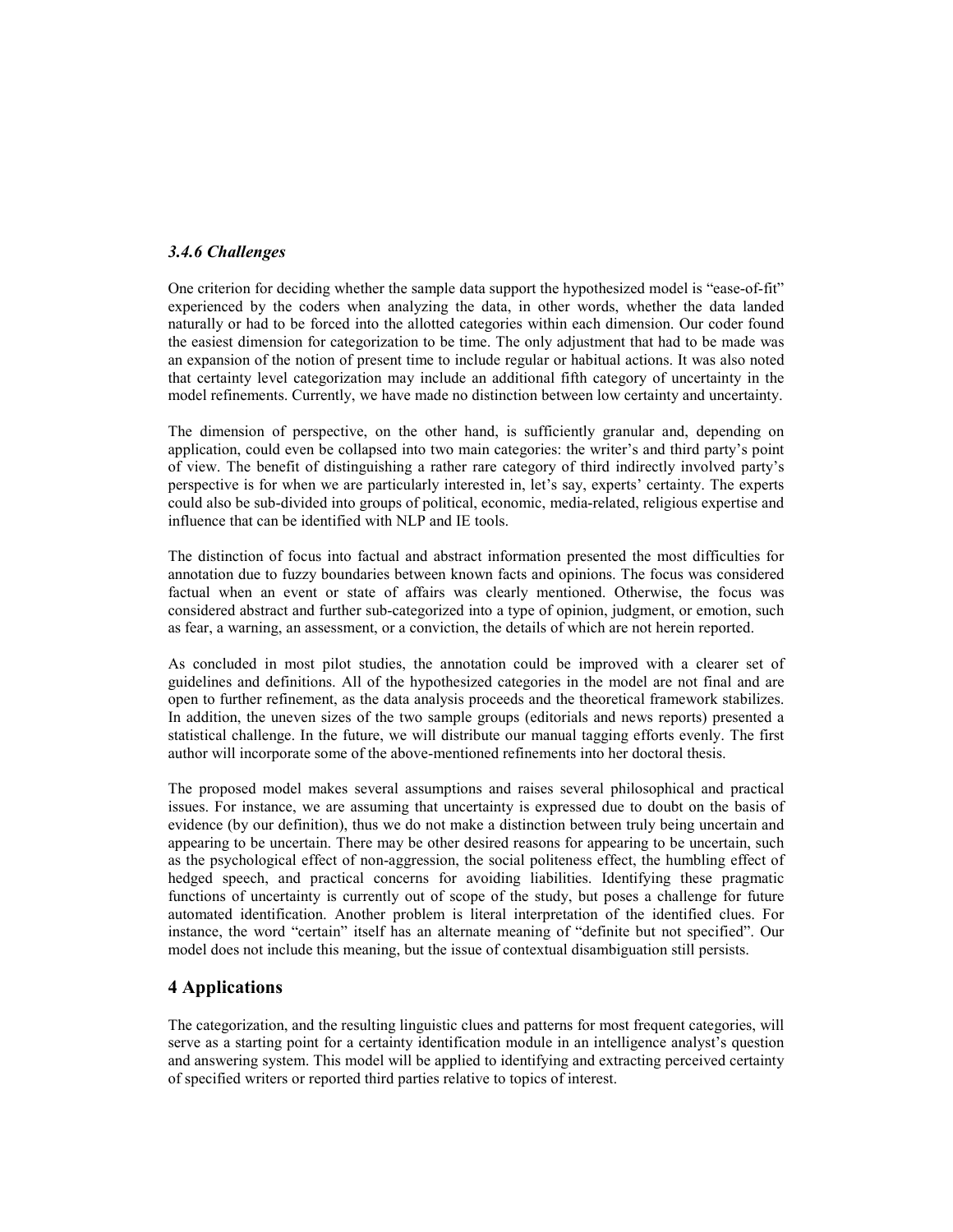### *3.4.6 Challenges*

One criterion for deciding whether the sample data support the hypothesized model is "ease-of-fit" experienced by the coders when analyzing the data, in other words, whether the data landed naturally or had to be forced into the allotted categories within each dimension. Our coder found the easiest dimension for categorization to be time. The only adjustment that had to be made was an expansion of the notion of present time to include regular or habitual actions. It was also noted that certainty level categorization may include an additional fifth category of uncertainty in the model refinements. Currently, we have made no distinction between low certainty and uncertainty.

The dimension of perspective, on the other hand, is sufficiently granular and, depending on application, could even be collapsed into two main categories: the writer's and third party's point of view. The benefit of distinguishing a rather rare category of third indirectly involved party's perspective is for when we are particularly interested in, let's say, experts' certainty. The experts could also be sub-divided into groups of political, economic, media-related, religious expertise and influence that can be identified with NLP and IE tools.

The distinction of focus into factual and abstract information presented the most difficulties for annotation due to fuzzy boundaries between known facts and opinions. The focus was considered factual when an event or state of affairs was clearly mentioned. Otherwise, the focus was considered abstract and further sub-categorized into a type of opinion, judgment, or emotion, such as fear, a warning, an assessment, or a conviction, the details of which are not herein reported.

As concluded in most pilot studies, the annotation could be improved with a clearer set of guidelines and definitions. All of the hypothesized categories in the model are not final and are open to further refinement, as the data analysis proceeds and the theoretical framework stabilizes. In addition, the uneven sizes of the two sample groups (editorials and news reports) presented a statistical challenge. In the future, we will distribute our manual tagging efforts evenly. The first author will incorporate some of the above-mentioned refinements into her doctoral thesis.

The proposed model makes several assumptions and raises several philosophical and practical issues. For instance, we are assuming that uncertainty is expressed due to doubt on the basis of evidence (by our definition), thus we do not make a distinction between truly being uncertain and appearing to be uncertain. There may be other desired reasons for appearing to be uncertain, such as the psychological effect of non-aggression, the social politeness effect, the humbling effect of hedged speech, and practical concerns for avoiding liabilities. Identifying these pragmatic functions of uncertainty is currently out of scope of the study, but poses a challenge for future automated identification. Another problem is literal interpretation of the identified clues. For instance, the word "certain" itself has an alternate meaning of "definite but not specified". Our model does not include this meaning, but the issue of contextual disambiguation still persists.

## 4 Applications

The categorization, and the resulting linguistic clues and patterns for most frequent categories, will serve as a starting point for a certainty identification module in an intelligence analyst's question and answering system. This model will be applied to identifying and extracting perceived certainty of specified writers or reported third parties relative to topics of interest.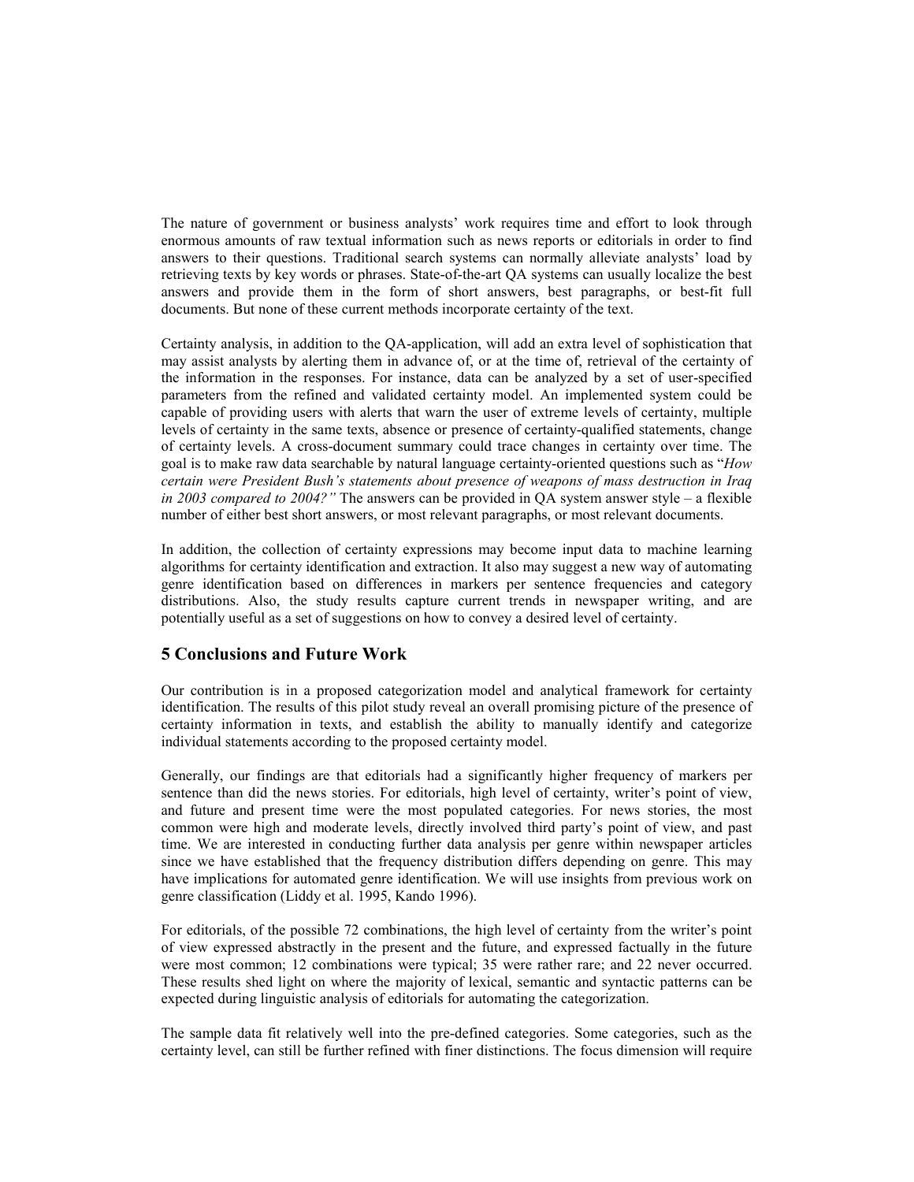The nature of government or business analysts' work requires time and effort to look through enormous amounts of raw textual information such as news reports or editorials in order to find answers to their questions. Traditional search systems can normally alleviate analysts' load by retrieving texts by key words or phrases. State-of-the-art QA systems can usually localize the best answers and provide them in the form of short answers, best paragraphs, or best-fit full documents. But none of these current methods incorporate certainty of the text.

Certainty analysis, in addition to the QA-application, will add an extra level of sophistication that may assist analysts by alerting them in advance of, or at the time of, retrieval of the certainty of the information in the responses. For instance, data can be analyzed by a set of user-specified parameters from the refined and validated certainty model. An implemented system could be capable of providing users with alerts that warn the user of extreme levels of certainty, multiple levels of certainty in the same texts, absence or presence of certainty-qualified statements, change of certainty levels. A cross-document summary could trace changes in certainty over time. The goal is to make raw data searchable by natural language certainty-oriented questions such as "*How certain were President Bush's statements about presence of weapons of mass destruction in Iraq in 2003 compared to 2004?"* The answers can be provided in QA system answer style – a flexible number of either best short answers, or most relevant paragraphs, or most relevant documents.

In addition, the collection of certainty expressions may become input data to machine learning algorithms for certainty identification and extraction. It also may suggest a new way of automating genre identification based on differences in markers per sentence frequencies and category distributions. Also, the study results capture current trends in newspaper writing, and are potentially useful as a set of suggestions on how to convey a desired level of certainty.

## 5 Conclusions and Future Work

Our contribution is in a proposed categorization model and analytical framework for certainty identification. The results of this pilot study reveal an overall promising picture of the presence of certainty information in texts, and establish the ability to manually identify and categorize individual statements according to the proposed certainty model.

Generally, our findings are that editorials had a significantly higher frequency of markers per sentence than did the news stories. For editorials, high level of certainty, writer's point of view, and future and present time were the most populated categories. For news stories, the most common were high and moderate levels, directly involved third party's point of view, and past time. We are interested in conducting further data analysis per genre within newspaper articles since we have established that the frequency distribution differs depending on genre. This may have implications for automated genre identification. We will use insights from previous work on genre classification (Liddy et al. 1995, Kando 1996).

For editorials, of the possible 72 combinations, the high level of certainty from the writer's point of view expressed abstractly in the present and the future, and expressed factually in the future were most common; 12 combinations were typical; 35 were rather rare; and 22 never occurred. These results shed light on where the majority of lexical, semantic and syntactic patterns can be expected during linguistic analysis of editorials for automating the categorization.

The sample data fit relatively well into the pre-defined categories. Some categories, such as the certainty level, can still be further refined with finer distinctions. The focus dimension will require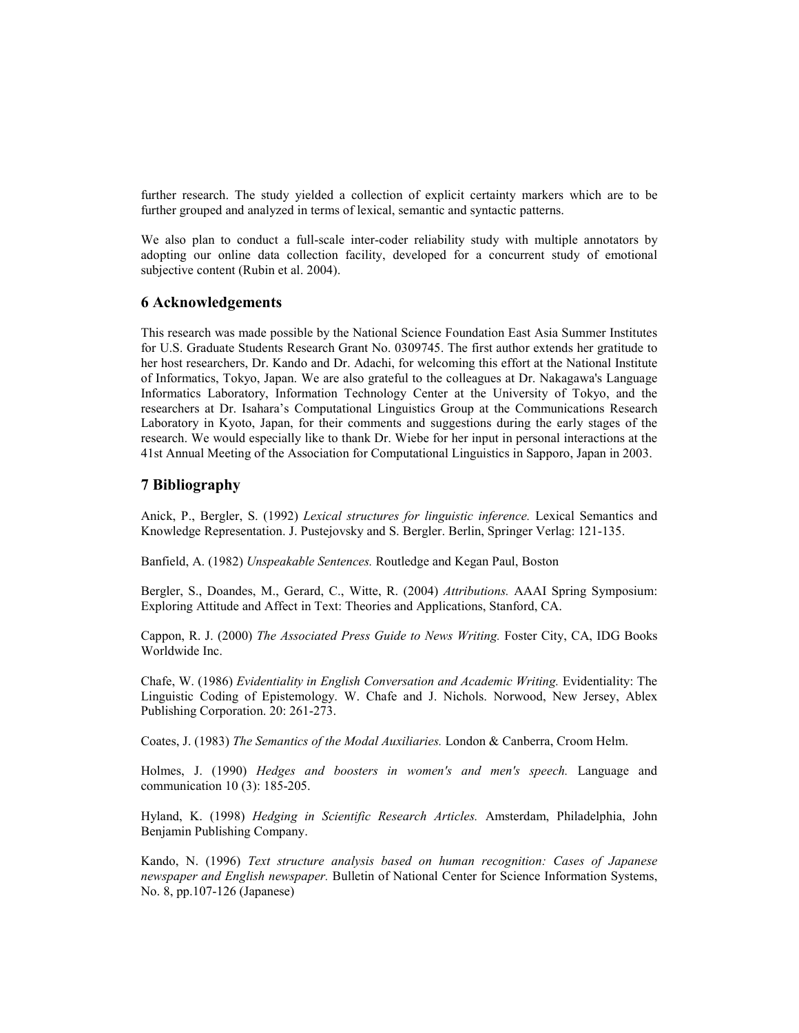further research. The study yielded a collection of explicit certainty markers which are to be further grouped and analyzed in terms of lexical, semantic and syntactic patterns.

We also plan to conduct a full-scale inter-coder reliability study with multiple annotators by adopting our online data collection facility, developed for a concurrent study of emotional subjective content (Rubin et al. 2004).

## 6 Acknowledgements

This research was made possible by the National Science Foundation East Asia Summer Institutes for U.S. Graduate Students Research Grant No. 0309745. The first author extends her gratitude to her host researchers, Dr. Kando and Dr. Adachi, for welcoming this effort at the National Institute of Informatics, Tokyo, Japan. We are also grateful to the colleagues at Dr. Nakagawa's Language Informatics Laboratory, Information Technology Center at the University of Tokyo, and the researchers at Dr. Isahara's Computational Linguistics Group at the Communications Research Laboratory in Kyoto, Japan, for their comments and suggestions during the early stages of the research. We would especially like to thank Dr. Wiebe for her input in personal interactions at the 41st Annual Meeting of the Association for Computational Linguistics in Sapporo, Japan in 2003.

## 7 Bibliography

Anick, P., Bergler, S. (1992) *Lexical structures for linguistic inference.* Lexical Semantics and Knowledge Representation. J. Pustejovsky and S. Bergler. Berlin, Springer Verlag: 121-135.

Banfield, A. (1982) *Unspeakable Sentences.* Routledge and Kegan Paul, Boston

Bergler, S., Doandes, M., Gerard, C., Witte, R. (2004) *Attributions.* AAAI Spring Symposium: Exploring Attitude and Affect in Text: Theories and Applications, Stanford, CA.

Cappon, R. J. (2000) *The Associated Press Guide to News Writing.* Foster City, CA, IDG Books Worldwide Inc.

Chafe, W. (1986) *Evidentiality in English Conversation and Academic Writing.* Evidentiality: The Linguistic Coding of Epistemology. W. Chafe and J. Nichols. Norwood, New Jersey, Ablex Publishing Corporation. 20: 261-273.

Coates, J. (1983) *The Semantics of the Modal Auxiliaries.* London & Canberra, Croom Helm.

Holmes, J. (1990) *Hedges and boosters in women's and men's speech.* Language and communication 10 (3): 185-205.

Hyland, K. (1998) *Hedging in Scientific Research Articles.* Amsterdam, Philadelphia, John Benjamin Publishing Company.

Kando, N. (1996) *Text structure analysis based on human recognition: Cases of Japanese newspaper and English newspaper.* Bulletin of National Center for Science Information Systems, No. 8, pp.107-126 (Japanese)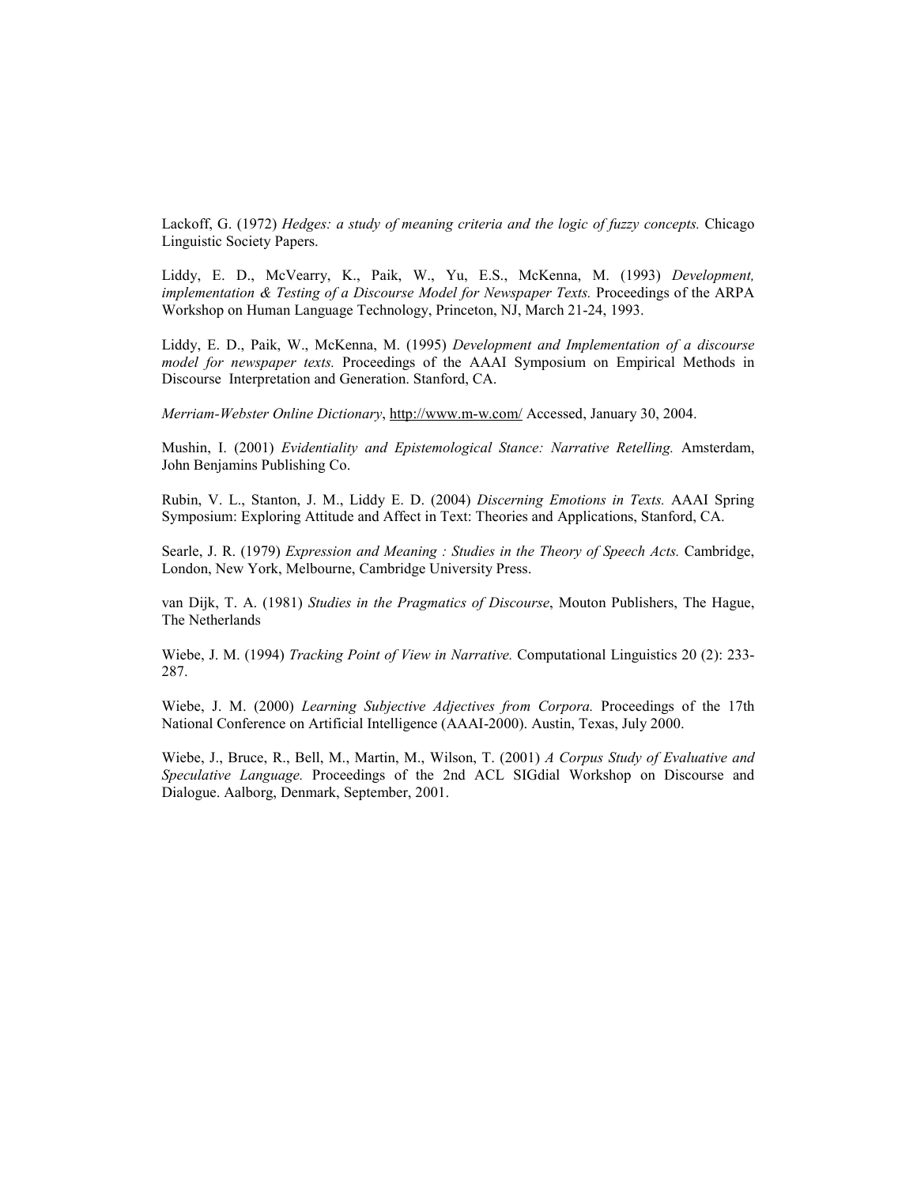Lackoff, G. (1972) *Hedges: a study of meaning criteria and the logic of fuzzy concepts.* Chicago Linguistic Society Papers.

Liddy, E. D., McVearry, K., Paik, W., Yu, E.S., McKenna, M. (1993) *Development, implementation & Testing of a Discourse Model for Newspaper Texts.* Proceedings of the ARPA Workshop on Human Language Technology, Princeton, NJ, March 21-24, 1993.

Liddy, E. D., Paik, W., McKenna, M. (1995) *Development and Implementation of a discourse model for newspaper texts.* Proceedings of the AAAI Symposium on Empirical Methods in Discourse Interpretation and Generation. Stanford, CA.

*Merriam-Webster Online Dictionary*, http://www.m-w.com/ Accessed, January 30, 2004.

Mushin, I. (2001) *Evidentiality and Epistemological Stance: Narrative Retelling.* Amsterdam, John Benjamins Publishing Co.

Rubin, V. L., Stanton, J. M., Liddy E. D. (2004) *Discerning Emotions in Texts.* AAAI Spring Symposium: Exploring Attitude and Affect in Text: Theories and Applications, Stanford, CA.

Searle, J. R. (1979) *Expression and Meaning : Studies in the Theory of Speech Acts.* Cambridge, London, New York, Melbourne, Cambridge University Press.

van Dijk, T. A. (1981) *Studies in the Pragmatics of Discourse*, Mouton Publishers, The Hague, The Netherlands

Wiebe, J. M. (1994) *Tracking Point of View in Narrative.* Computational Linguistics 20 (2): 233-287.

Wiebe, J. M. (2000) *Learning Subjective Adjectives from Corpora.* Proceedings of the 17th National Conference on Artificial Intelligence (AAAI-2000). Austin, Texas, July 2000.

Wiebe, J., Bruce, R., Bell, M., Martin, M., Wilson, T. (2001) *A Corpus Study of Evaluative and Speculative Language.* Proceedings of the 2nd ACL SIGdial Workshop on Discourse and Dialogue. Aalborg, Denmark, September, 2001.